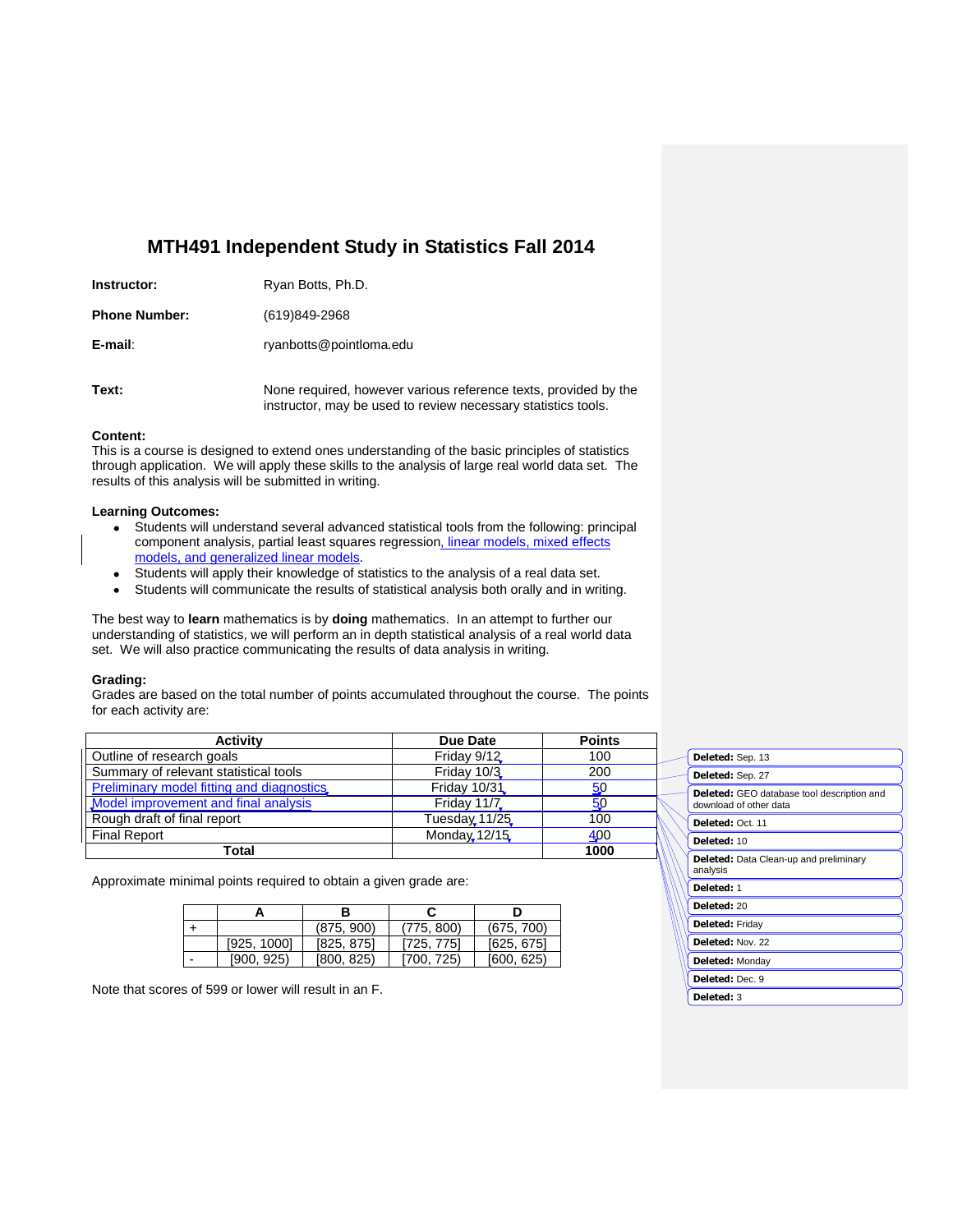# MTH491 Independent Study in Statistics Fall 2014

**Instructor:** Ryan Botts, Ph.D.

**Phone Number:** (619)849-2968

**E-mail**: ryanbotts@pointloma.edu

**Text:** None required, however various reference texts, provided by the instructor, may be used to review necessary statistics tools.

**Content:**
This is a course is designed to extend ones understanding of the basic principles of statistics through application. We will apply these skills to the analysis of large real world data set. The results of this analysis will be submitted in writing.

**Learning Outcomes:**

- Students will understand several advanced statistical tools from the following: principal component analysis, partial least squares regression, linear models, mixed effects models, and generalized linear models.
- Students will apply their knowledge of statistics to the analysis of a real data set.
- Students will communicate the results of statistical analysis both orally and in writing.

The best way to **learn** mathematics is by **doing** mathematics. In an attempt to further our understanding of statistics, we will perform an in depth statistical analysis of a real world data set. We will also practice communicating the results of data analysis in writing.

**Grading:**
Grades are based on the total number of points accumulated throughout the course. The points for each activity are:

| Activity | Due Date | Points |
|---|---|---|
| Outline of research goals | Friday 9/12 | 100 |
| Summary of relevant statistical tools | Friday 10/3 | 200 |
| Preliminary model fitting and diagnostics | Friday 10/31 | 50 |
| Model improvement and final analysis | Friday 11/7 | 50 |
| Rough draft of final report | Tuesday 11/25 | 100 |
| Final Report | Monday 12/15 | 400 |
| **Total** | | **1000** |

Approximate minimal points required to obtain a given grade are:

| | A | B | C | D |
|---|---|---|---|---|
| + | | (875, 900) | (775, 800) | (675, 700) |
| | [925, 1000] | [825, 875] | [725, 775] | [625, 675] |
| - | [900, 925) | [800, 825) | [700, 725) | [600, 625) |

Note that scores of 599 or lower will result in an F.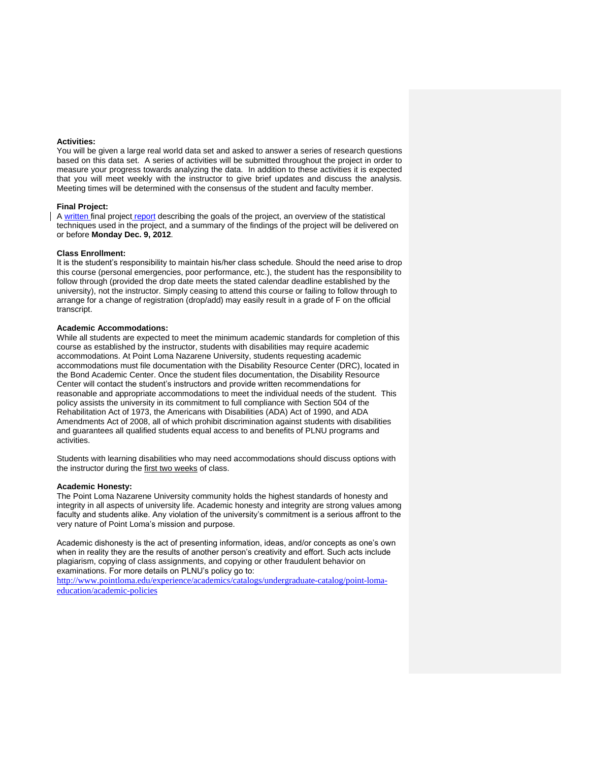**Activities:**

You will be given a large real world data set and asked to answer a series of research questions based on this data set. A series of activities will be submitted throughout the project in order to measure your progress towards analyzing the data. In addition to these activities it is expected that you will meet weekly with the instructor to give brief updates and discuss the analysis. Meeting times will be determined with the consensus of the student and faculty member.

**Final Project:**

A written final project report describing the goals of the project, an overview of the statistical techniques used in the project, and a summary of the findings of the project will be delivered on or before **Monday Dec. 9, 2012**.

**Class Enrollment:**

It is the student's responsibility to maintain his/her class schedule. Should the need arise to drop this course (personal emergencies, poor performance, etc.), the student has the responsibility to follow through (provided the drop date meets the stated calendar deadline established by the university), not the instructor. Simply ceasing to attend this course or failing to follow through to arrange for a change of registration (drop/add) may easily result in a grade of F on the official transcript.

**Academic Accommodations:**

While all students are expected to meet the minimum academic standards for completion of this course as established by the instructor, students with disabilities may require academic accommodations. At Point Loma Nazarene University, students requesting academic accommodations must file documentation with the Disability Resource Center (DRC), located in the Bond Academic Center. Once the student files documentation, the Disability Resource Center will contact the student's instructors and provide written recommendations for reasonable and appropriate accommodations to meet the individual needs of the student. This policy assists the university in its commitment to full compliance with Section 504 of the Rehabilitation Act of 1973, the Americans with Disabilities (ADA) Act of 1990, and ADA Amendments Act of 2008, all of which prohibit discrimination against students with disabilities and guarantees all qualified students equal access to and benefits of PLNU programs and activities.

Students with learning disabilities who may need accommodations should discuss options with the instructor during the first two weeks of class.

**Academic Honesty:**

The Point Loma Nazarene University community holds the highest standards of honesty and integrity in all aspects of university life. Academic honesty and integrity are strong values among faculty and students alike. Any violation of the university's commitment is a serious affront to the very nature of Point Loma's mission and purpose.

Academic dishonesty is the act of presenting information, ideas, and/or concepts as one's own when in reality they are the results of another person's creativity and effort. Such acts include plagiarism, copying of class assignments, and copying or other fraudulent behavior on examinations. For more details on PLNU's policy go to:
http://www.pointloma.edu/experience/academics/catalogs/undergraduate-catalog/point-loma-education/academic-policies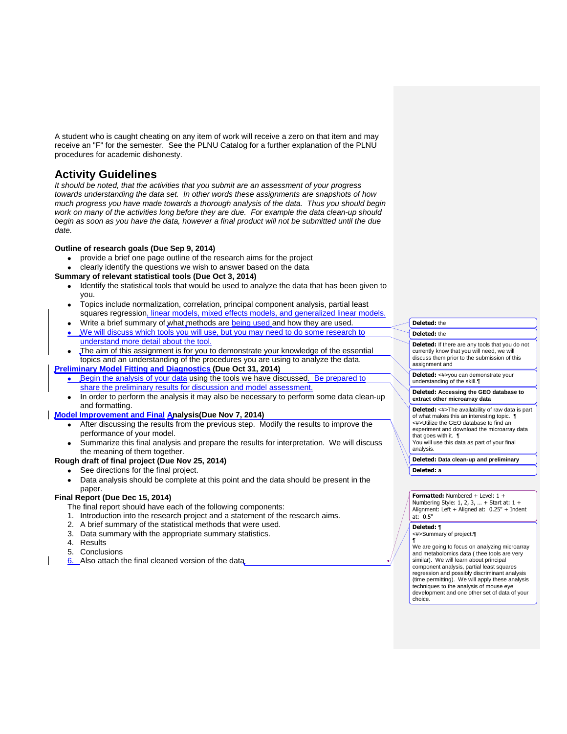A student who is caught cheating on any item of work will receive a zero on that item and may receive an "F" for the semester. See the PLNU Catalog for a further explanation of the PLNU procedures for academic dishonesty.

## Activity Guidelines

*It should be noted, that the activities that you submit are an assessment of your progress towards understanding the data set. In other words these assignments are snapshots of how much progress you have made towards a thorough analysis of the data. Thus you should begin work on many of the activities long before they are due. For example the data clean-up should begin as soon as you have the data, however a final product will not be submitted until the due date.*

**Outline of research goals (Due Sep 9, 2014)**

- provide a brief one page outline of the research aims for the project
- clearly identify the questions we wish to answer based on the data

**Summary of relevant statistical tools (Due Oct 3, 2014)**

- Identify the statistical tools that would be used to analyze the data that has been given to you.
- Topics include normalization, correlation, principal component analysis, partial least squares regression, linear models, mixed effects models, and generalized linear models.
- Write a brief summary of what methods are being used and how they are used.
- We will discuss which tools you will use, but you may need to do some research to understand more detail about the tool.
- The aim of this assignment is for you to demonstrate your knowledge of the essential topics and an understanding of the procedures you are using to analyze the data.

**Preliminary Model Fitting and Diagnostics (Due Oct 31, 2014)**

- Begin the analysis of your data using the tools we have discussed. Be prepared to share the preliminary results for discussion and model assessment.
- In order to perform the analysis it may also be necessary to perform some data clean-up and formatting.

**Model Improvement and Final Analysis(Due Nov 7, 2014)**

- After discussing the results from the previous step. Modify the results to improve the performance of your model.
- Summarize this final analysis and prepare the results for interpretation. We will discuss the meaning of them together.

**Rough draft of final project (Due Nov 25, 2014)**

- See directions for the final project.
- Data analysis should be complete at this point and the data should be present in the paper.

**Final Report (Due Dec 15, 2014)**

The final report should have each of the following components:

1. Introduction into the research project and a statement of the research aims.
2. A brief summary of the statistical methods that were used.
3. Data summary with the appropriate summary statistics.
4. Results
5. Conclusions
6. Also attach the final cleaned version of the data